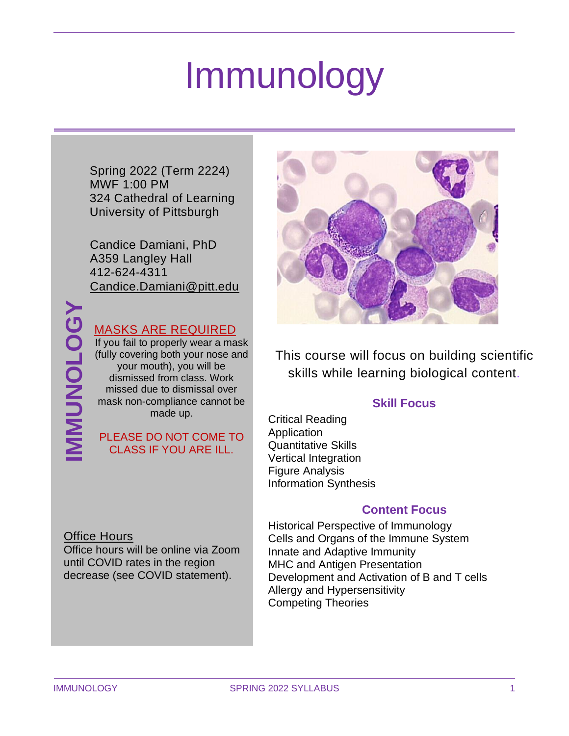# Immunology

Spring 2022 (Term 2224)
MWF 1:00 PM
324 Cathedral of Learning
University of Pittsburgh

Candice Damiani, PhD
A359 Langley Hall
412-624-4311
Candice.Damiani@pitt.edu

IMMUNOLOGY

**MASKS ARE REQUIRED**

If you fail to properly wear a mask (fully covering both your nose and your mouth), you will be dismissed from class. Work missed due to dismissal over mask non-compliance cannot be made up.

PLEASE DO NOT COME TO CLASS IF YOU ARE ILL.

**Office Hours**

Office hours will be online via Zoom until COVID rates in the region decrease (see COVID statement).

This course will focus on building scientific skills while learning biological content.

### Skill Focus

- Critical Reading
- Application
- Quantitative Skills
- Vertical Integration
- Figure Analysis
- Information Synthesis

### Content Focus

- Historical Perspective of Immunology
- Cells and Organs of the Immune System
- Innate and Adaptive Immunity
- MHC and Antigen Presentation
- Development and Activation of B and T cells
- Allergy and Hypersensitivity
- Competing Theories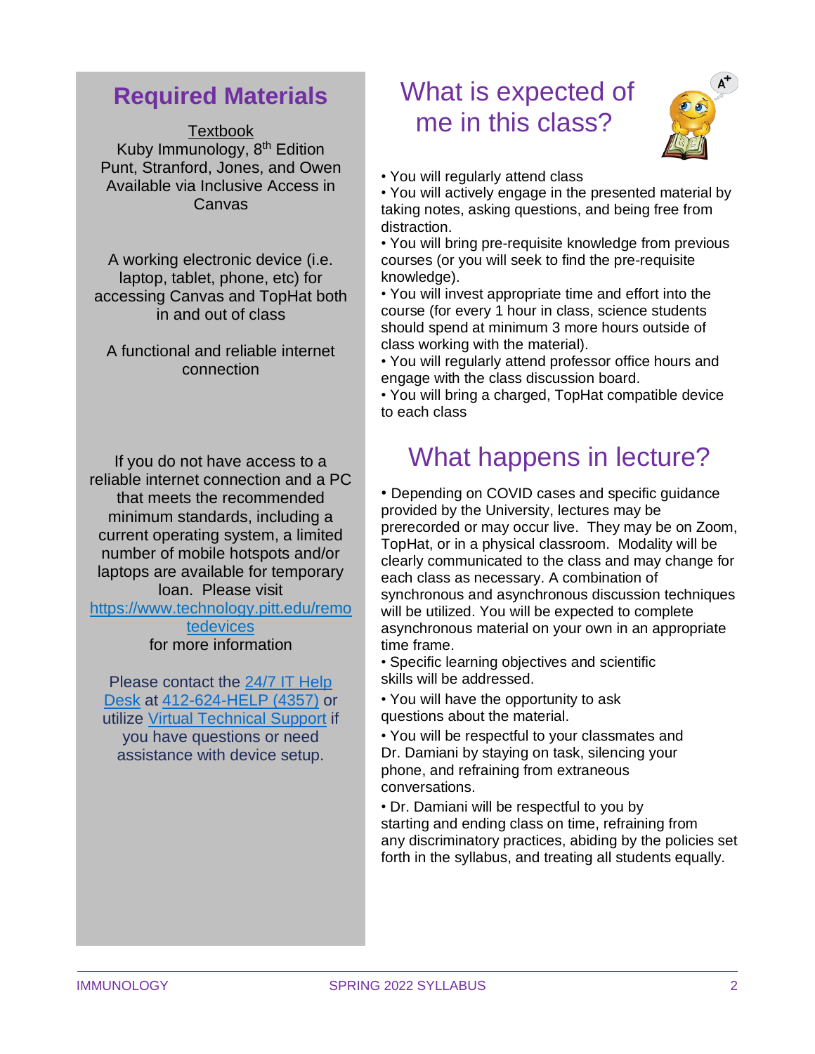## Required Materials

Textbook
Kuby Immunology, 8th Edition
Punt, Stranford, Jones, and Owen
Available via Inclusive Access in Canvas

A working electronic device (i.e. laptop, tablet, phone, etc) for accessing Canvas and TopHat both in and out of class

A functional and reliable internet connection

If you do not have access to a reliable internet connection and a PC that meets the recommended minimum standards, including a current operating system, a limited number of mobile hotspots and/or laptops are available for temporary loan. Please visit [https://www.technology.pitt.edu/remotedevices](https://www.technology.pitt.edu/remotedevices) for more information

Please contact the 24/7 IT Help Desk at 412-624-HELP (4357) or utilize Virtual Technical Support if you have questions or need assistance with device setup.

## What is expected of me in this class?

- You will regularly attend class
- You will actively engage in the presented material by taking notes, asking questions, and being free from distraction.
- You will bring pre-requisite knowledge from previous courses (or you will seek to find the pre-requisite knowledge).
- You will invest appropriate time and effort into the course (for every 1 hour in class, science students should spend at minimum 3 more hours outside of class working with the material).
- You will regularly attend professor office hours and engage with the class discussion board.
- You will bring a charged, TopHat compatible device to each class

## What happens in lecture?

- Depending on COVID cases and specific guidance provided by the University, lectures may be prerecorded or may occur live. They may be on Zoom, TopHat, or in a physical classroom. Modality will be clearly communicated to the class and may change for each class as necessary. A combination of synchronous and asynchronous discussion techniques will be utilized. You will be expected to complete asynchronous material on your own in an appropriate time frame.
- Specific learning objectives and scientific skills will be addressed.
- You will have the opportunity to ask questions about the material.
- You will be respectful to your classmates and Dr. Damiani by staying on task, silencing your phone, and refraining from extraneous conversations.
- Dr. Damiani will be respectful to you by starting and ending class on time, refraining from any discriminatory practices, abiding by the policies set forth in the syllabus, and treating all students equally.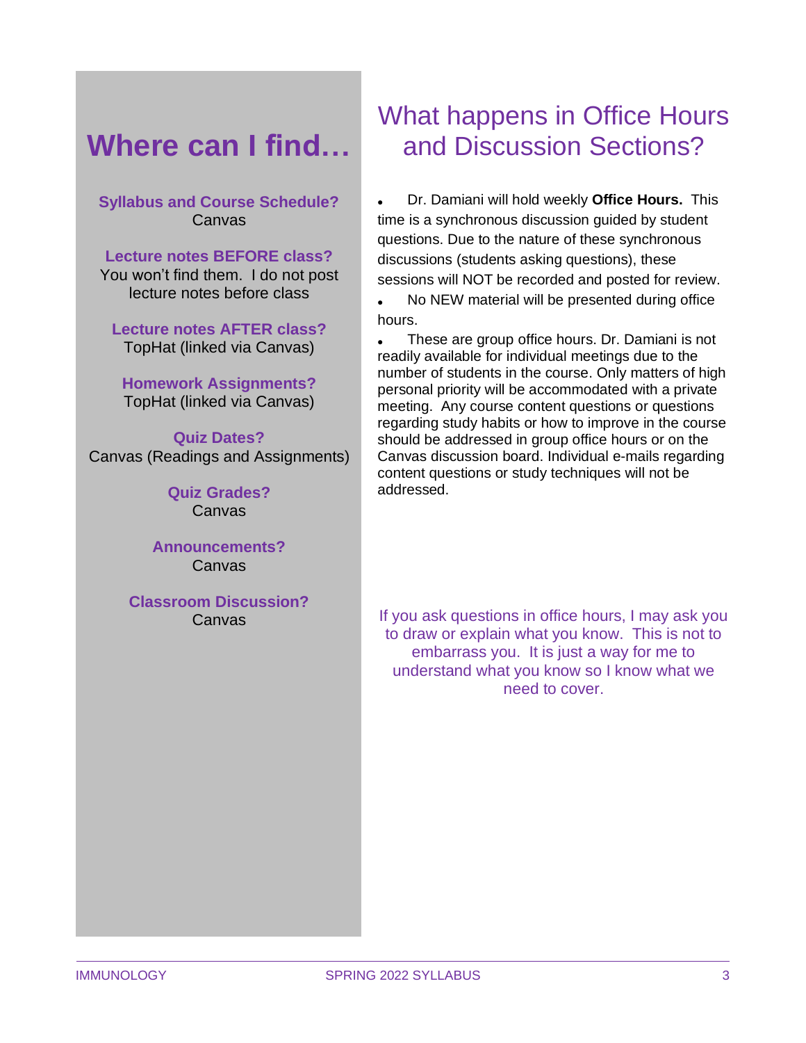# Where can I find…

**Syllabus and Course Schedule?**
Canvas

**Lecture notes BEFORE class?**
You won't find them. I do not post lecture notes before class

**Lecture notes AFTER class?**
TopHat (linked via Canvas)

**Homework Assignments?**
TopHat (linked via Canvas)

**Quiz Dates?**
Canvas (Readings and Assignments)

**Quiz Grades?**
Canvas

**Announcements?**
Canvas

**Classroom Discussion?**
Canvas

# What happens in Office Hours and Discussion Sections?

- Dr. Damiani will hold weekly **Office Hours.** This time is a synchronous discussion guided by student questions. Due to the nature of these synchronous discussions (students asking questions), these sessions will NOT be recorded and posted for review.
- No NEW material will be presented during office hours.
- These are group office hours. Dr. Damiani is not readily available for individual meetings due to the number of students in the course. Only matters of high personal priority will be accommodated with a private meeting. Any course content questions or questions regarding study habits or how to improve in the course should be addressed in group office hours or on the Canvas discussion board. Individual e-mails regarding content questions or study techniques will not be addressed.

If you ask questions in office hours, I may ask you to draw or explain what you know. This is not to embarrass you. It is just a way for me to understand what you know so I know what we need to cover.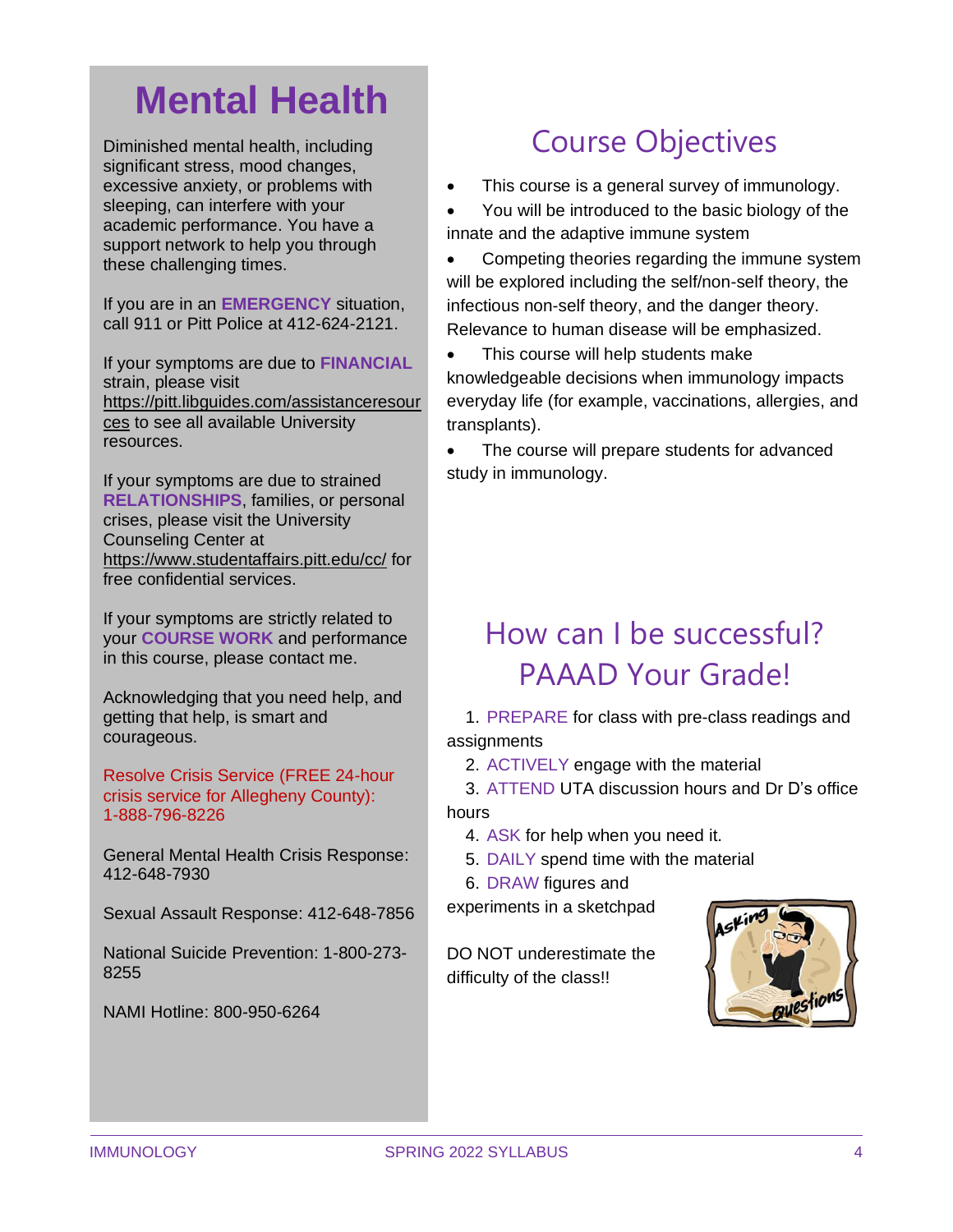# Mental Health

Diminished mental health, including significant stress, mood changes, excessive anxiety, or problems with sleeping, can interfere with your academic performance. You have a support network to help you through these challenging times.

If you are in an **EMERGENCY** situation, call 911 or Pitt Police at 412-624-2121.

If your symptoms are due to **FINANCIAL** strain, please visit https://pitt.libguides.com/assistanceresources to see all available University resources.

If your symptoms are due to strained **RELATIONSHIPS**, families, or personal crises, please visit the University Counseling Center at https://www.studentaffairs.pitt.edu/cc/ for free confidential services.

If your symptoms are strictly related to your **COURSE WORK** and performance in this course, please contact me.

Acknowledging that you need help, and getting that help, is smart and courageous.

Resolve Crisis Service (FREE 24-hour crisis service for Allegheny County): 1-888-796-8226

General Mental Health Crisis Response: 412-648-7930

Sexual Assault Response: 412-648-7856

National Suicide Prevention: 1-800-273-8255

NAMI Hotline: 800-950-6264

## Course Objectives

- This course is a general survey of immunology.
- You will be introduced to the basic biology of the innate and the adaptive immune system
- Competing theories regarding the immune system will be explored including the self/non-self theory, the infectious non-self theory, and the danger theory. Relevance to human disease will be emphasized.
- This course will help students make knowledgeable decisions when immunology impacts everyday life (for example, vaccinations, allergies, and transplants).
- The course will prepare students for advanced study in immunology.

## How can I be successful? PAAAD Your Grade!

1. PREPARE for class with pre-class readings and assignments
2. ACTIVELY engage with the material
3. ATTEND UTA discussion hours and Dr D's office hours
4. ASK for help when you need it.
5. DAILY spend time with the material
6. DRAW figures and experiments in a sketchpad

DO NOT underestimate the difficulty of the class!!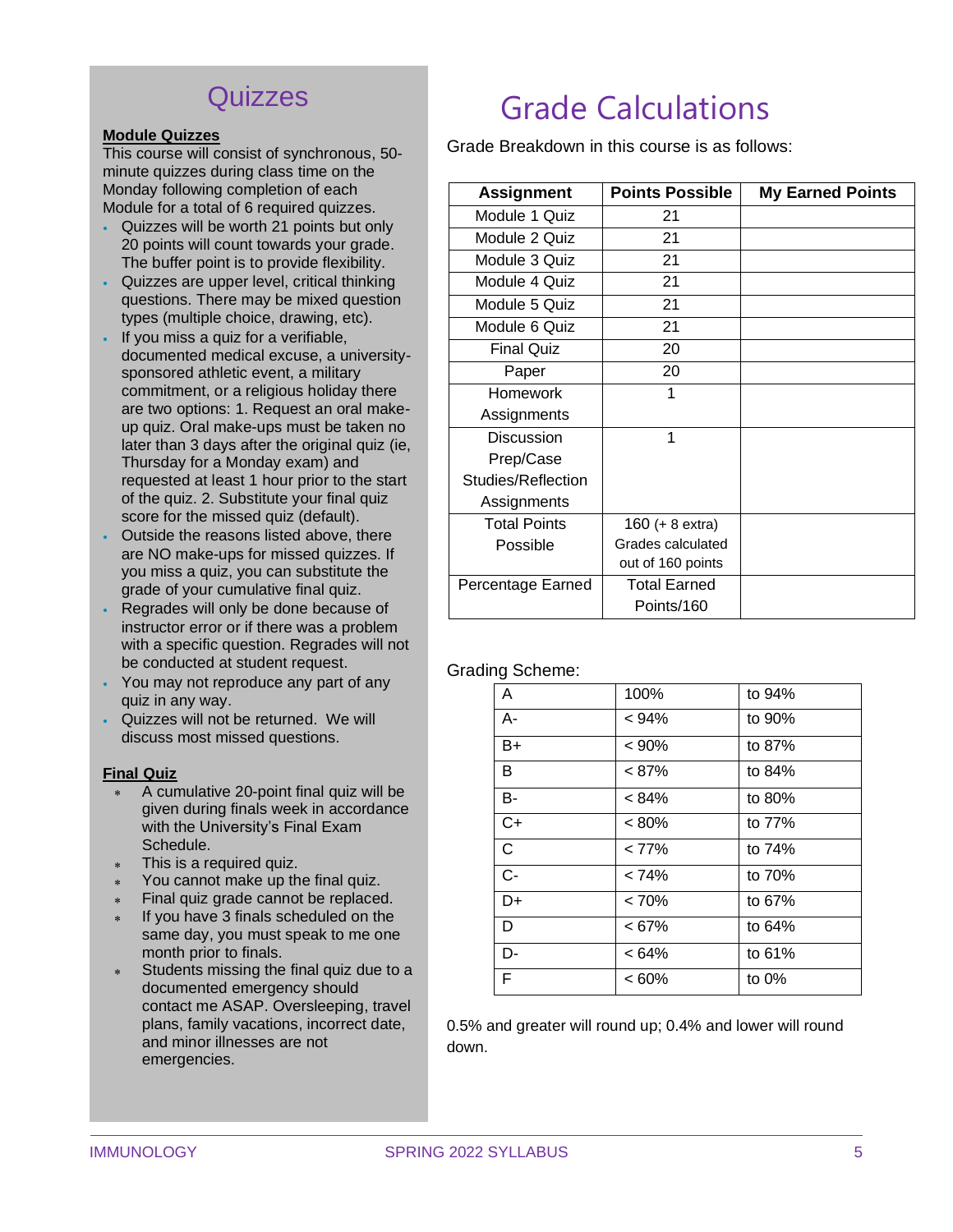## Quizzes

**Module Quizzes**

This course will consist of synchronous, 50-minute quizzes during class time on the Monday following completion of each Module for a total of 6 required quizzes.

- Quizzes will be worth 21 points but only 20 points will count towards your grade. The buffer point is to provide flexibility.
- Quizzes are upper level, critical thinking questions. There may be mixed question types (multiple choice, drawing, etc).
- If you miss a quiz for a verifiable, documented medical excuse, a university-sponsored athletic event, a military commitment, or a religious holiday there are two options: 1. Request an oral make-up quiz. Oral make-ups must be taken no later than 3 days after the original quiz (ie, Thursday for a Monday exam) and requested at least 1 hour prior to the start of the quiz. 2. Substitute your final quiz score for the missed quiz (default).
- Outside the reasons listed above, there are NO make-ups for missed quizzes. If you miss a quiz, you can substitute the grade of your cumulative final quiz.
- Regrades will only be done because of instructor error or if there was a problem with a specific question. Regrades will not be conducted at student request.
- You may not reproduce any part of any quiz in any way.
- Quizzes will not be returned. We will discuss most missed questions.

**Final Quiz**

- A cumulative 20-point final quiz will be given during finals week in accordance with the University's Final Exam Schedule.
- This is a required quiz.
- You cannot make up the final quiz.
- Final quiz grade cannot be replaced.
- If you have 3 finals scheduled on the same day, you must speak to me one month prior to finals.
- Students missing the final quiz due to a documented emergency should contact me ASAP. Oversleeping, travel plans, family vacations, incorrect date, and minor illnesses are not emergencies.

# Grade Calculations

Grade Breakdown in this course is as follows:

| Assignment | Points Possible | My Earned Points |
|---|---|---|
| Module 1 Quiz | 21 | |
| Module 2 Quiz | 21 | |
| Module 3 Quiz | 21 | |
| Module 4 Quiz | 21 | |
| Module 5 Quiz | 21 | |
| Module 6 Quiz | 21 | |
| Final Quiz | 20 | |
| Paper | 20 | |
| Homework Assignments | 1 | |
| Discussion Prep/Case Studies/Reflection Assignments | 1 | |
| Total Points Possible | 160 (+ 8 extra) Grades calculated out of 160 points | |
| Percentage Earned | Total Earned Points/160 | |

Grading Scheme:

| | | |
|---|---|---|
| A | 100% | to 94% |
| A- | < 94% | to 90% |
| B+ | < 90% | to 87% |
| B | < 87% | to 84% |
| B- | < 84% | to 80% |
| C+ | < 80% | to 77% |
| C | < 77% | to 74% |
| C- | < 74% | to 70% |
| D+ | < 70% | to 67% |
| D | < 67% | to 64% |
| D- | < 64% | to 61% |
| F | < 60% | to 0% |

0.5% and greater will round up; 0.4% and lower will round down.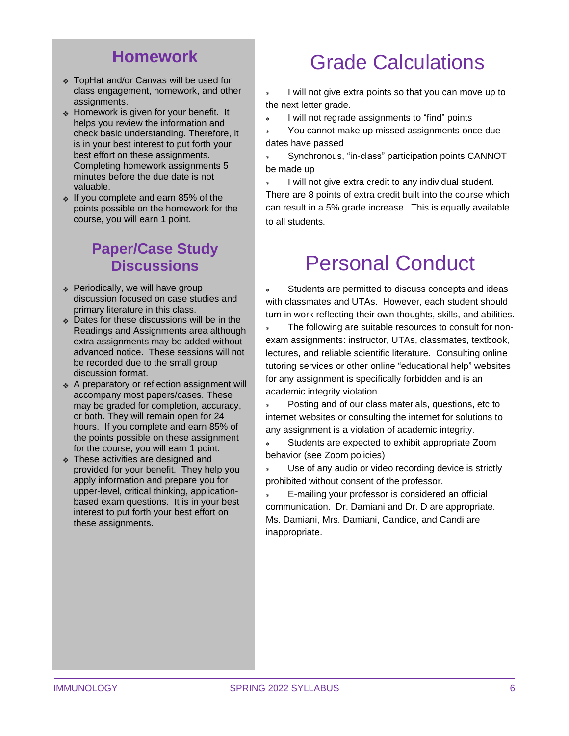## Homework

- TopHat and/or Canvas will be used for class engagement, homework, and other assignments.
- Homework is given for your benefit. It helps you review the information and check basic understanding. Therefore, it is in your best interest to put forth your best effort on these assignments. Completing homework assignments 5 minutes before the due date is not valuable.
- If you complete and earn 85% of the points possible on the homework for the course, you will earn 1 point.

## Paper/Case Study Discussions

- Periodically, we will have group discussion focused on case studies and primary literature in this class.
- Dates for these discussions will be in the Readings and Assignments area although extra assignments may be added without advanced notice. These sessions will not be recorded due to the small group discussion format.
- A preparatory or reflection assignment will accompany most papers/cases. These may be graded for completion, accuracy, or both. They will remain open for 24 hours. If you complete and earn 85% of the points possible on these assignment for the course, you will earn 1 point.
- These activities are designed and provided for your benefit. They help you apply information and prepare you for upper-level, critical thinking, application-based exam questions. It is in your best interest to put forth your best effort on these assignments.

# Grade Calculations

- I will not give extra points so that you can move up to the next letter grade.
- I will not regrade assignments to "find" points
- You cannot make up missed assignments once due dates have passed
- Synchronous, "in-class" participation points CANNOT be made up
- I will not give extra credit to any individual student. There are 8 points of extra credit built into the course which can result in a 5% grade increase. This is equally available to all students.

# Personal Conduct

- Students are permitted to discuss concepts and ideas with classmates and UTAs. However, each student should turn in work reflecting their own thoughts, skills, and abilities.
- The following are suitable resources to consult for non-exam assignments: instructor, UTAs, classmates, textbook, lectures, and reliable scientific literature. Consulting online tutoring services or other online "educational help" websites for any assignment is specifically forbidden and is an academic integrity violation.
- Posting and of our class materials, questions, etc to internet websites or consulting the internet for solutions to any assignment is a violation of academic integrity.
- Students are expected to exhibit appropriate Zoom behavior (see Zoom policies)
- Use of any audio or video recording device is strictly prohibited without consent of the professor.
- E-mailing your professor is considered an official communication. Dr. Damiani and Dr. D are appropriate. Ms. Damiani, Mrs. Damiani, Candice, and Candi are inappropriate.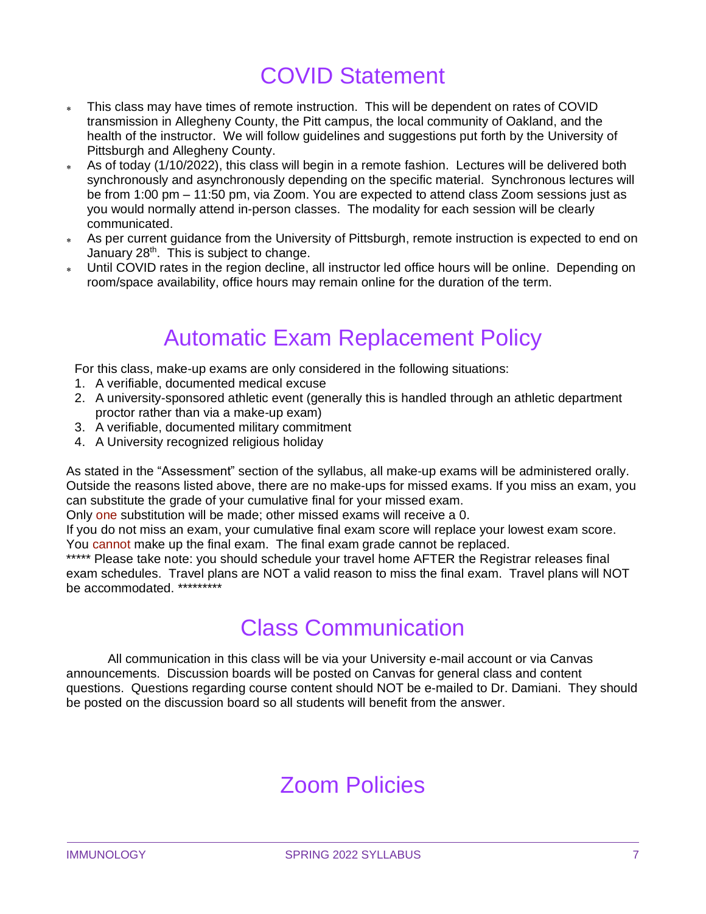# COVID Statement

- This class may have times of remote instruction. This will be dependent on rates of COVID transmission in Allegheny County, the Pitt campus, the local community of Oakland, and the health of the instructor. We will follow guidelines and suggestions put forth by the University of Pittsburgh and Allegheny County.
- As of today (1/10/2022), this class will begin in a remote fashion. Lectures will be delivered both synchronously and asynchronously depending on the specific material. Synchronous lectures will be from 1:00 pm – 11:50 pm, via Zoom. You are expected to attend class Zoom sessions just as you would normally attend in-person classes. The modality for each session will be clearly communicated.
- As per current guidance from the University of Pittsburgh, remote instruction is expected to end on January 28th. This is subject to change.
- Until COVID rates in the region decline, all instructor led office hours will be online. Depending on room/space availability, office hours may remain online for the duration of the term.

# Automatic Exam Replacement Policy

For this class, make-up exams are only considered in the following situations:

1. A verifiable, documented medical excuse
2. A university-sponsored athletic event (generally this is handled through an athletic department proctor rather than via a make-up exam)
3. A verifiable, documented military commitment
4. A University recognized religious holiday

As stated in the "Assessment" section of the syllabus, all make-up exams will be administered orally. Outside the reasons listed above, there are no make-ups for missed exams. If you miss an exam, you can substitute the grade of your cumulative final for your missed exam.
Only one substitution will be made; other missed exams will receive a 0.
If you do not miss an exam, your cumulative final exam score will replace your lowest exam score.
You cannot make up the final exam. The final exam grade cannot be replaced.
***** Please take note: you should schedule your travel home AFTER the Registrar releases final exam schedules. Travel plans are NOT a valid reason to miss the final exam. Travel plans will NOT be accommodated. *********

# Class Communication

All communication in this class will be via your University e-mail account or via Canvas announcements. Discussion boards will be posted on Canvas for general class and content questions. Questions regarding course content should NOT be e-mailed to Dr. Damiani. They should be posted on the discussion board so all students will benefit from the answer.

# Zoom Policies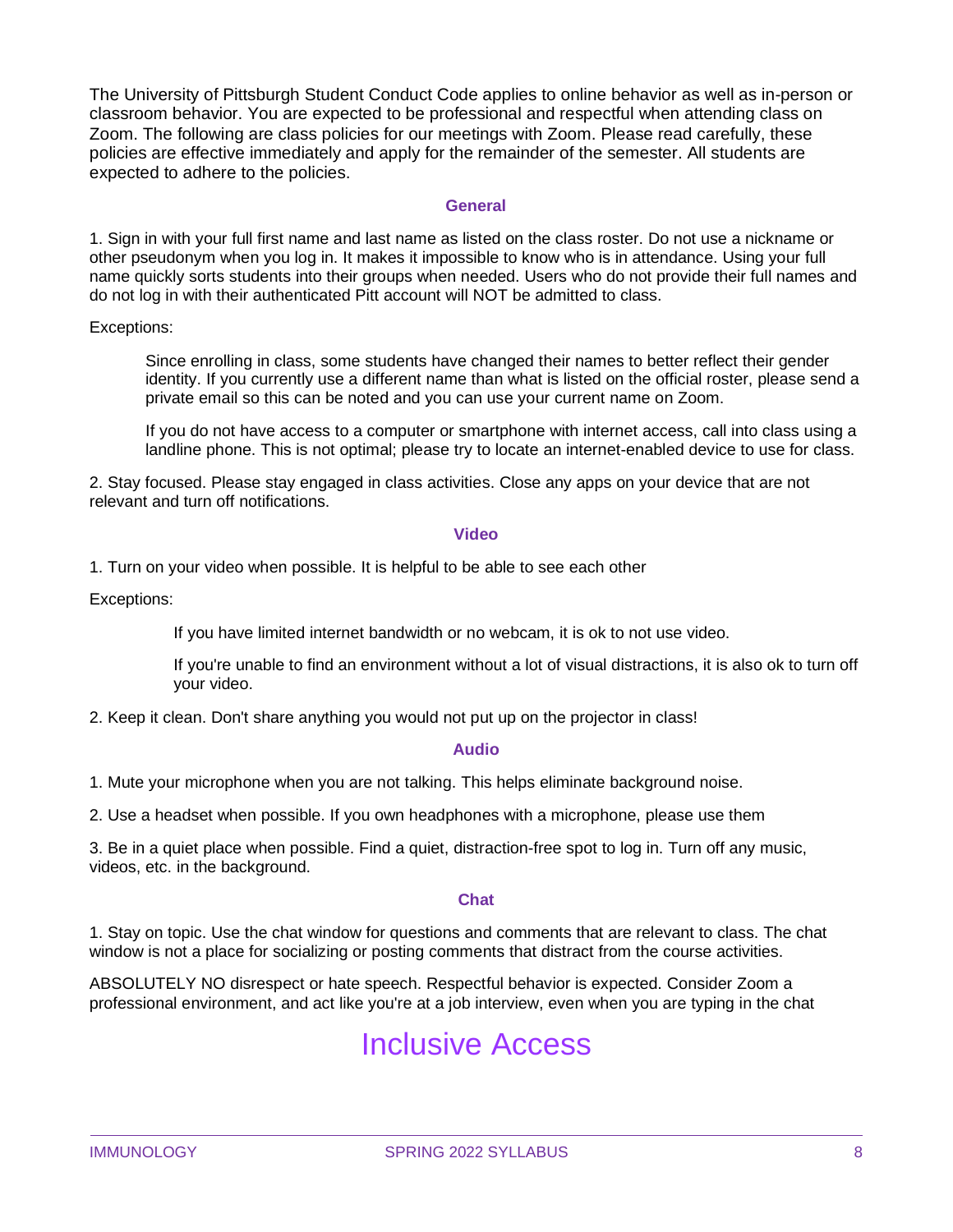The University of Pittsburgh Student Conduct Code applies to online behavior as well as in-person or classroom behavior. You are expected to be professional and respectful when attending class on Zoom. The following are class policies for our meetings with Zoom. Please read carefully, these policies are effective immediately and apply for the remainder of the semester. All students are expected to adhere to the policies.

### General

1. Sign in with your full first name and last name as listed on the class roster. Do not use a nickname or other pseudonym when you log in. It makes it impossible to know who is in attendance. Using your full name quickly sorts students into their groups when needed. Users who do not provide their full names and do not log in with their authenticated Pitt account will NOT be admitted to class.

Exceptions:

> Since enrolling in class, some students have changed their names to better reflect their gender identity. If you currently use a different name than what is listed on the official roster, please send a private email so this can be noted and you can use your current name on Zoom.
>
> If you do not have access to a computer or smartphone with internet access, call into class using a landline phone. This is not optimal; please try to locate an internet-enabled device to use for class.

2. Stay focused. Please stay engaged in class activities. Close any apps on your device that are not relevant and turn off notifications.

### Video

1. Turn on your video when possible. It is helpful to be able to see each other

Exceptions:

> If you have limited internet bandwidth or no webcam, it is ok to not use video.
>
> If you're unable to find an environment without a lot of visual distractions, it is also ok to turn off your video.

2. Keep it clean. Don't share anything you would not put up on the projector in class!

### Audio

1. Mute your microphone when you are not talking. This helps eliminate background noise.

2. Use a headset when possible. If you own headphones with a microphone, please use them

3. Be in a quiet place when possible. Find a quiet, distraction-free spot to log in. Turn off any music, videos, etc. in the background.

### Chat

1. Stay on topic. Use the chat window for questions and comments that are relevant to class. The chat window is not a place for socializing or posting comments that distract from the course activities.

ABSOLUTELY NO disrespect or hate speech. Respectful behavior is expected. Consider Zoom a professional environment, and act like you're at a job interview, even when you are typing in the chat

## Inclusive Access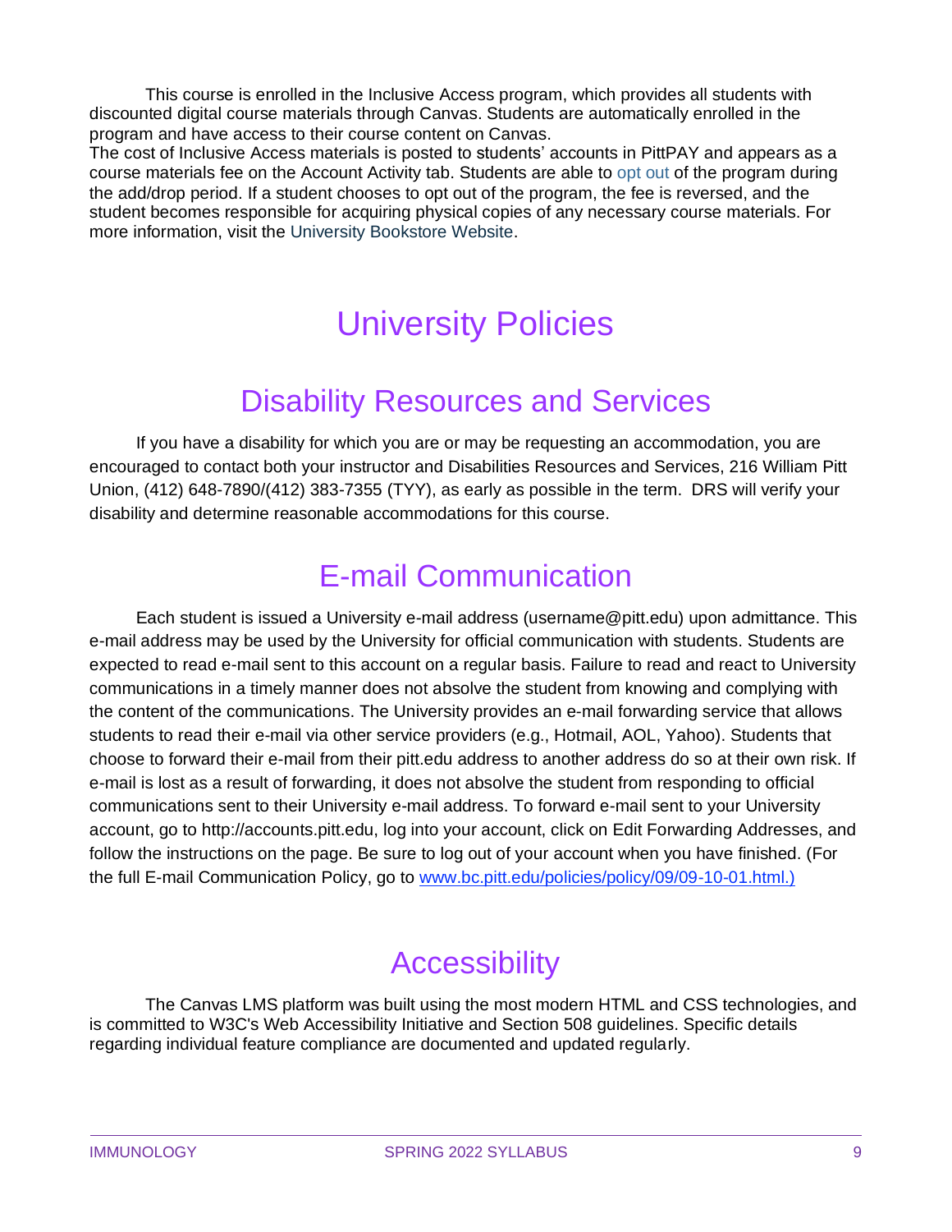This course is enrolled in the Inclusive Access program, which provides all students with discounted digital course materials through Canvas. Students are automatically enrolled in the program and have access to their course content on Canvas.

The cost of Inclusive Access materials is posted to students' accounts in PittPAY and appears as a course materials fee on the Account Activity tab. Students are able to opt out of the program during the add/drop period. If a student chooses to opt out of the program, the fee is reversed, and the student becomes responsible for acquiring physical copies of any necessary course materials. For more information, visit the University Bookstore Website.

# University Policies

## Disability Resources and Services

If you have a disability for which you are or may be requesting an accommodation, you are encouraged to contact both your instructor and Disabilities Resources and Services, 216 William Pitt Union, (412) 648-7890/(412) 383-7355 (TYY), as early as possible in the term. DRS will verify your disability and determine reasonable accommodations for this course.

## E-mail Communication

Each student is issued a University e-mail address (username@pitt.edu) upon admittance. This e-mail address may be used by the University for official communication with students. Students are expected to read e-mail sent to this account on a regular basis. Failure to read and react to University communications in a timely manner does not absolve the student from knowing and complying with the content of the communications. The University provides an e-mail forwarding service that allows students to read their e-mail via other service providers (e.g., Hotmail, AOL, Yahoo). Students that choose to forward their e-mail from their pitt.edu address to another address do so at their own risk. If e-mail is lost as a result of forwarding, it does not absolve the student from responding to official communications sent to their University e-mail address. To forward e-mail sent to your University account, go to http://accounts.pitt.edu, log into your account, click on Edit Forwarding Addresses, and follow the instructions on the page. Be sure to log out of your account when you have finished. (For the full E-mail Communication Policy, go to www.bc.pitt.edu/policies/policy/09/09-10-01.html.)

## Accessibility

The Canvas LMS platform was built using the most modern HTML and CSS technologies, and is committed to W3C's Web Accessibility Initiative and Section 508 guidelines. Specific details regarding individual feature compliance are documented and updated regularly.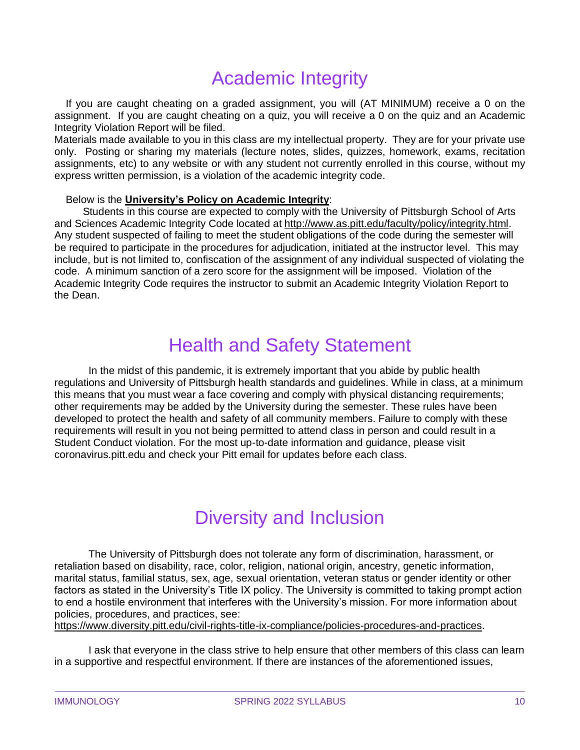# Academic Integrity

If you are caught cheating on a graded assignment, you will (AT MINIMUM) receive a 0 on the assignment. If you are caught cheating on a quiz, you will receive a 0 on the quiz and an Academic Integrity Violation Report will be filed.

Materials made available to you in this class are my intellectual property. They are for your private use only. Posting or sharing my materials (lecture notes, slides, quizzes, homework, exams, recitation assignments, etc) to any website or with any student not currently enrolled in this course, without my express written permission, is a violation of the academic integrity code.

Below is the **University's Policy on Academic Integrity**:

Students in this course are expected to comply with the University of Pittsburgh School of Arts and Sciences Academic Integrity Code located at http://www.as.pitt.edu/faculty/policy/integrity.html. Any student suspected of failing to meet the student obligations of the code during the semester will be required to participate in the procedures for adjudication, initiated at the instructor level. This may include, but is not limited to, confiscation of the assignment of any individual suspected of violating the code. A minimum sanction of a zero score for the assignment will be imposed. Violation of the Academic Integrity Code requires the instructor to submit an Academic Integrity Violation Report to the Dean.

# Health and Safety Statement

In the midst of this pandemic, it is extremely important that you abide by public health regulations and University of Pittsburgh health standards and guidelines. While in class, at a minimum this means that you must wear a face covering and comply with physical distancing requirements; other requirements may be added by the University during the semester. These rules have been developed to protect the health and safety of all community members. Failure to comply with these requirements will result in you not being permitted to attend class in person and could result in a Student Conduct violation. For the most up-to-date information and guidance, please visit coronavirus.pitt.edu and check your Pitt email for updates before each class.

# Diversity and Inclusion

The University of Pittsburgh does not tolerate any form of discrimination, harassment, or retaliation based on disability, race, color, religion, national origin, ancestry, genetic information, marital status, familial status, sex, age, sexual orientation, veteran status or gender identity or other factors as stated in the University's Title IX policy. The University is committed to taking prompt action to end a hostile environment that interferes with the University's mission. For more information about policies, procedures, and practices, see: https://www.diversity.pitt.edu/civil-rights-title-ix-compliance/policies-procedures-and-practices.

I ask that everyone in the class strive to help ensure that other members of this class can learn in a supportive and respectful environment. If there are instances of the aforementioned issues,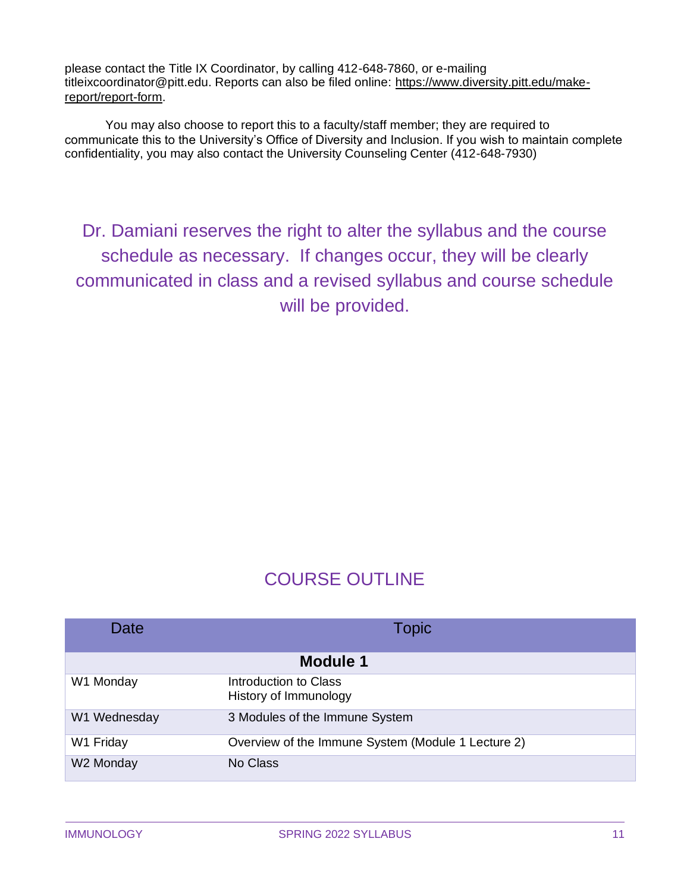please contact the Title IX Coordinator, by calling 412-648-7860, or e-mailing titleixcoordinator@pitt.edu. Reports can also be filed online: https://www.diversity.pitt.edu/make-report/report-form.

You may also choose to report this to a faculty/staff member; they are required to communicate this to the University's Office of Diversity and Inclusion. If you wish to maintain complete confidentiality, you may also contact the University Counseling Center (412-648-7930)

Dr. Damiani reserves the right to alter the syllabus and the course schedule as necessary. If changes occur, they will be clearly communicated in class and a revised syllabus and course schedule will be provided.

## COURSE OUTLINE

| Date | Topic |
|---|---|
| **Module 1** | |
| W1 Monday | Introduction to Class<br>History of Immunology |
| W1 Wednesday | 3 Modules of the Immune System |
| W1 Friday | Overview of the Immune System (Module 1 Lecture 2) |
| W2 Monday | No Class |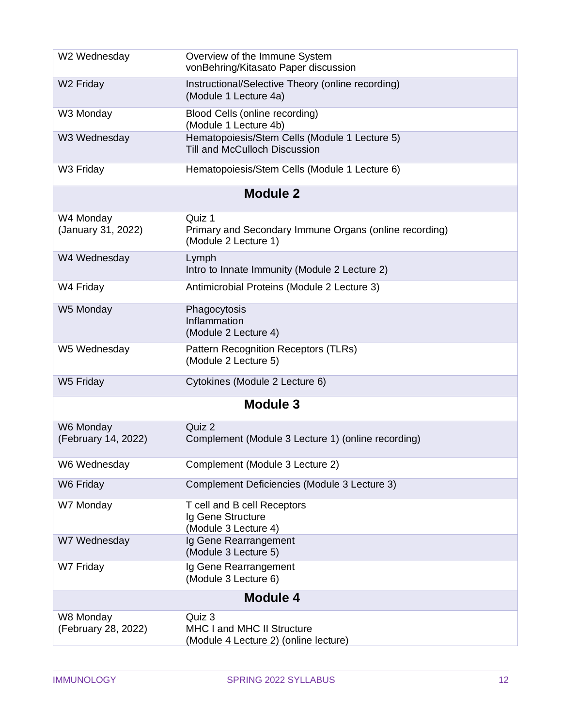| | |
|---|---|
| W2 Wednesday | Overview of the Immune System<br>vonBehring/Kitasato Paper discussion |
| W2 Friday | Instructional/Selective Theory (online recording)<br>(Module 1 Lecture 4a) |
| W3 Monday | Blood Cells (online recording)<br>(Module 1 Lecture 4b) |
| W3 Wednesday | Hematopoiesis/Stem Cells (Module 1 Lecture 5)<br>Till and McCulloch Discussion |
| W3 Friday | Hematopoiesis/Stem Cells (Module 1 Lecture 6) |
| **Module 2** | |
| W4 Monday<br>(January 31, 2022) | Quiz 1<br>Primary and Secondary Immune Organs (online recording)<br>(Module 2 Lecture 1) |
| W4 Wednesday | Lymph<br>Intro to Innate Immunity (Module 2 Lecture 2) |
| W4 Friday | Antimicrobial Proteins (Module 2 Lecture 3) |
| W5 Monday | Phagocytosis<br>Inflammation<br>(Module 2 Lecture 4) |
| W5 Wednesday | Pattern Recognition Receptors (TLRs)<br>(Module 2 Lecture 5) |
| W5 Friday | Cytokines (Module 2 Lecture 6) |
| **Module 3** | |
| W6 Monday<br>(February 14, 2022) | Quiz 2<br>Complement (Module 3 Lecture 1) (online recording) |
| W6 Wednesday | Complement (Module 3 Lecture 2) |
| W6 Friday | Complement Deficiencies (Module 3 Lecture 3) |
| W7 Monday | T cell and B cell Receptors<br>Ig Gene Structure<br>(Module 3 Lecture 4) |
| W7 Wednesday | Ig Gene Rearrangement<br>(Module 3 Lecture 5) |
| W7 Friday | Ig Gene Rearrangement<br>(Module 3 Lecture 6) |
| **Module 4** | |
| W8 Monday<br>(February 28, 2022) | Quiz 3<br>MHC I and MHC II Structure<br>(Module 4 Lecture 2) (online lecture) |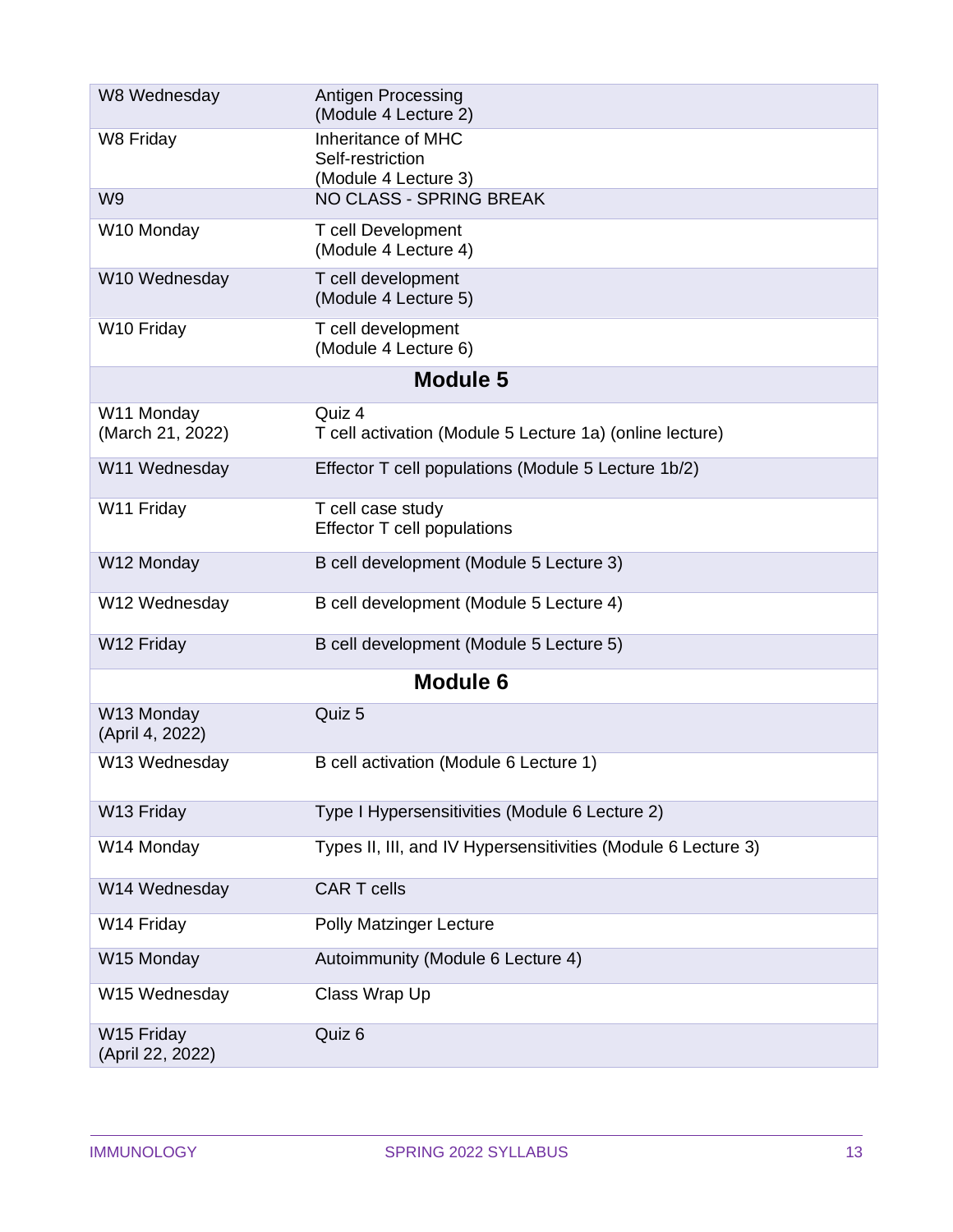| | |
|---|---|
| W8 Wednesday | Antigen Processing (Module 4 Lecture 2) |
| W8 Friday | Inheritance of MHC Self-restriction (Module 4 Lecture 3) |
| W9 | NO CLASS - SPRING BREAK |
| W10 Monday | T cell Development (Module 4 Lecture 4) |
| W10 Wednesday | T cell development (Module 4 Lecture 5) |
| W10 Friday | T cell development (Module 4 Lecture 6) |
| **Module 5** | |
| W11 Monday (March 21, 2022) | Quiz 4<br>T cell activation (Module 5 Lecture 1a) (online lecture) |
| W11 Wednesday | Effector T cell populations (Module 5 Lecture 1b/2) |
| W11 Friday | T cell case study<br>Effector T cell populations |
| W12 Monday | B cell development (Module 5 Lecture 3) |
| W12 Wednesday | B cell development (Module 5 Lecture 4) |
| W12 Friday | B cell development (Module 5 Lecture 5) |
| **Module 6** | |
| W13 Monday (April 4, 2022) | Quiz 5 |
| W13 Wednesday | B cell activation (Module 6 Lecture 1) |
| W13 Friday | Type I Hypersensitivities (Module 6 Lecture 2) |
| W14 Monday | Types II, III, and IV Hypersensitivities (Module 6 Lecture 3) |
| W14 Wednesday | CAR T cells |
| W14 Friday | Polly Matzinger Lecture |
| W15 Monday | Autoimmunity (Module 6 Lecture 4) |
| W15 Wednesday | Class Wrap Up |
| W15 Friday (April 22, 2022) | Quiz 6 |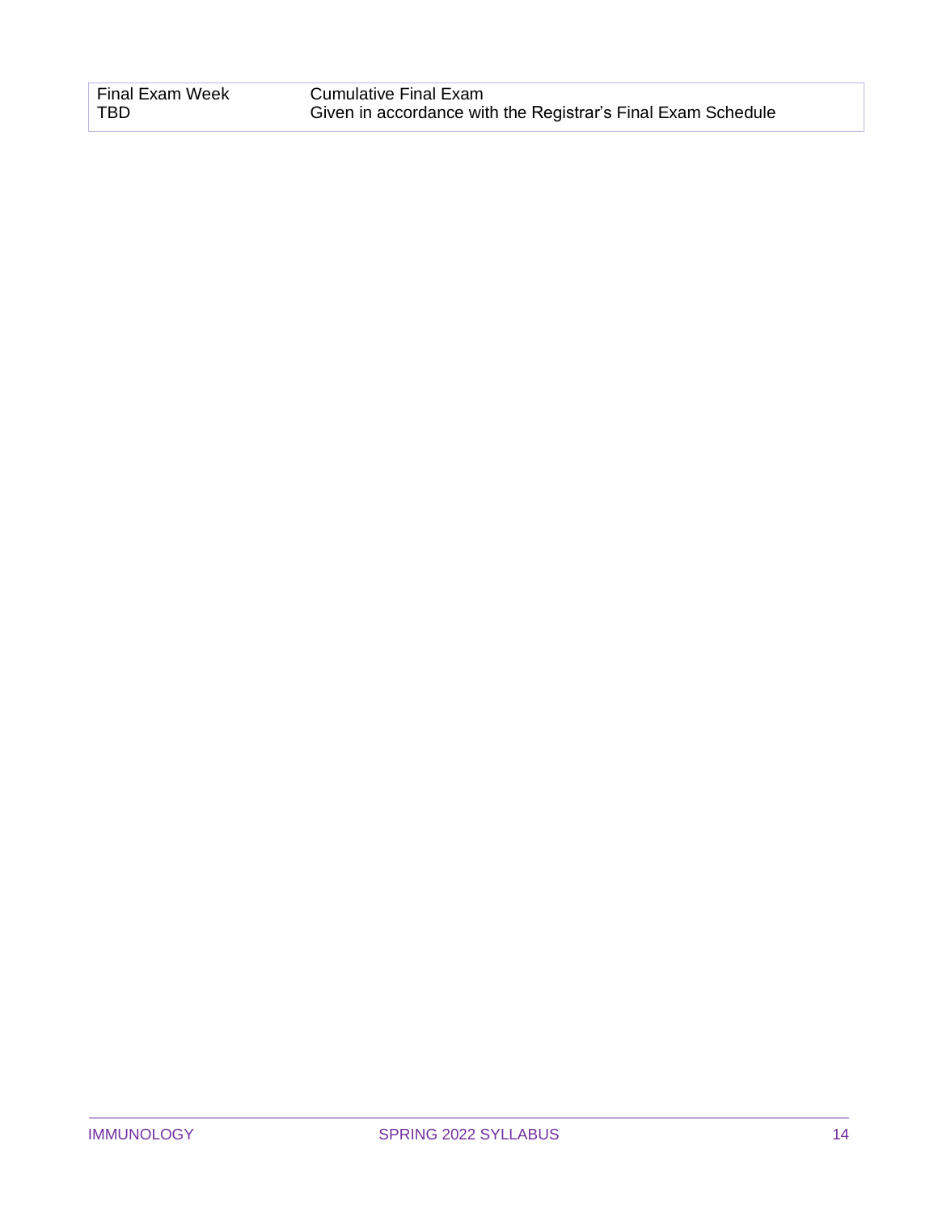| | |
|---|---|
| Final Exam Week<br>TBD | Cumulative Final Exam<br>Given in accordance with the Registrar's Final Exam Schedule |